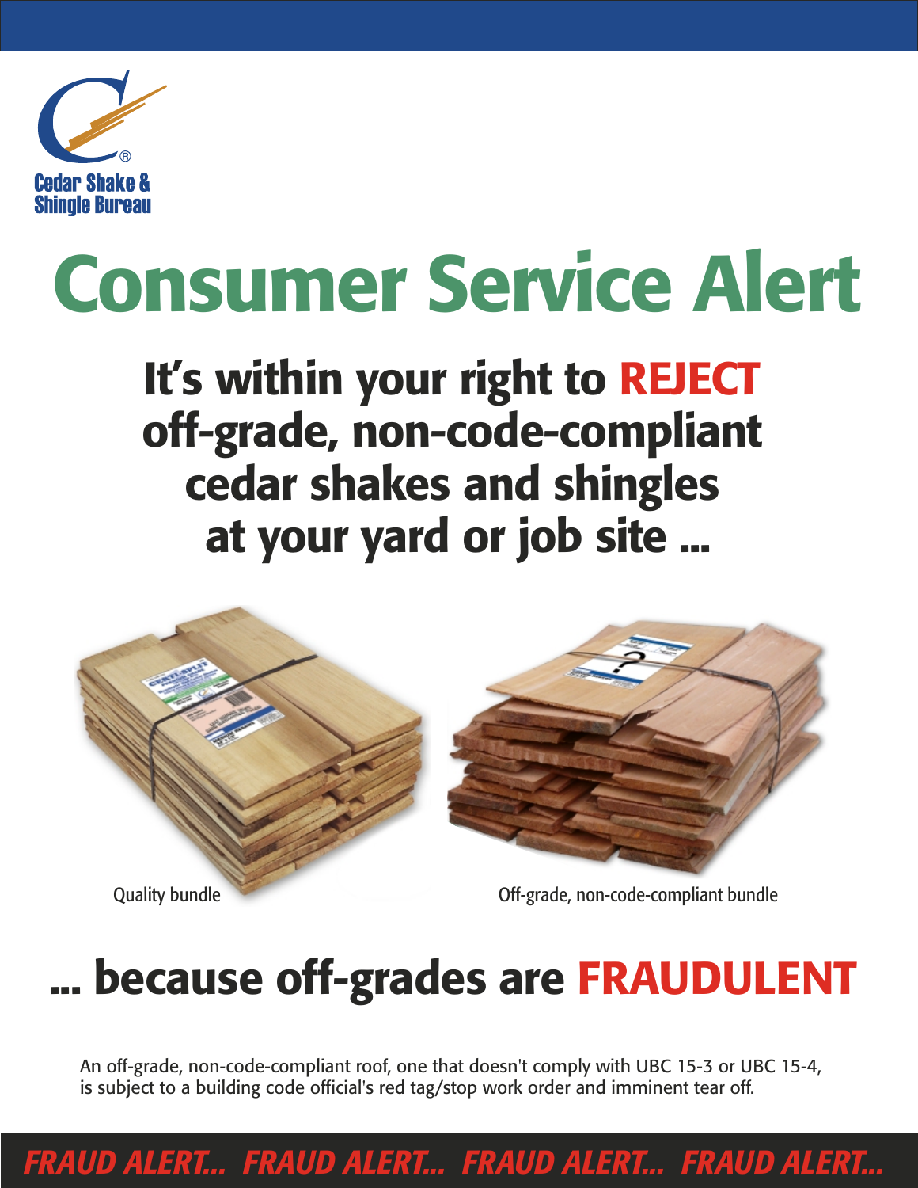Cedar Shake & Shingle Bureau

# Consumer Service Alert

## It's within your right to REJECT off-grade, non-code-compliant cedar shakes and shingles at your yard or job site ...

Quality bundle

Off-grade, non-code-compliant bundle

## ... because off-grades are FRAUDULENT

An off-grade, non-code-compliant roof, one that doesn't comply with UBC 15-3 or UBC 15-4, is subject to a building code official's red tag/stop work order and imminent tear off.

***FRAUD ALERT... FRAUD ALERT... FRAUD ALERT... FRAUD ALERT...***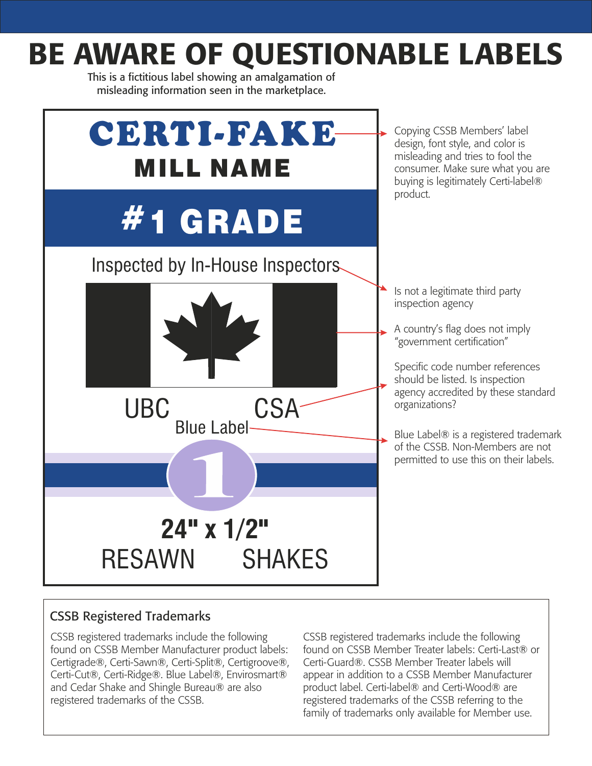# BE AWARE OF QUESTIONABLE LABELS

This is a fictitious label showing an amalgamation of misleading information seen in the marketplace.

**CERTI-FAKE**

**MILL NAME**

**#1 GRADE**

Inspected by In-House Inspectors

UBC CSA

Blue Label

1

**24" x 1/2"**

RESAWN SHAKES

- Copying CSSB Members' label design, font style, and color is misleading and tries to fool the consumer. Make sure what you are buying is legitimately Certi-label® product.
- Is not a legitimate third party inspection agency
- A country's flag does not imply "government certification"
- Specific code number references should be listed. Is inspection agency accredited by these standard organizations?
- Blue Label® is a registered trademark of the CSSB. Non-Members are not permitted to use this on their labels.

## CSSB Registered Trademarks

CSSB registered trademarks include the following found on CSSB Member Manufacturer product labels: Certigrade®, Certi-Sawn®, Certi-Split®, Certigroove®, Certi-Cut®, Certi-Ridge®. Blue Label®, Envirosmart® and Cedar Shake and Shingle Bureau® are also registered trademarks of the CSSB.

CSSB registered trademarks include the following found on CSSB Member Treater labels: Certi-Last® or Certi-Guard®. CSSB Member Treater labels will appear in addition to a CSSB Member Manufacturer product label. Certi-label® and Certi-Wood® are registered trademarks of the CSSB referring to the family of trademarks only available for Member use.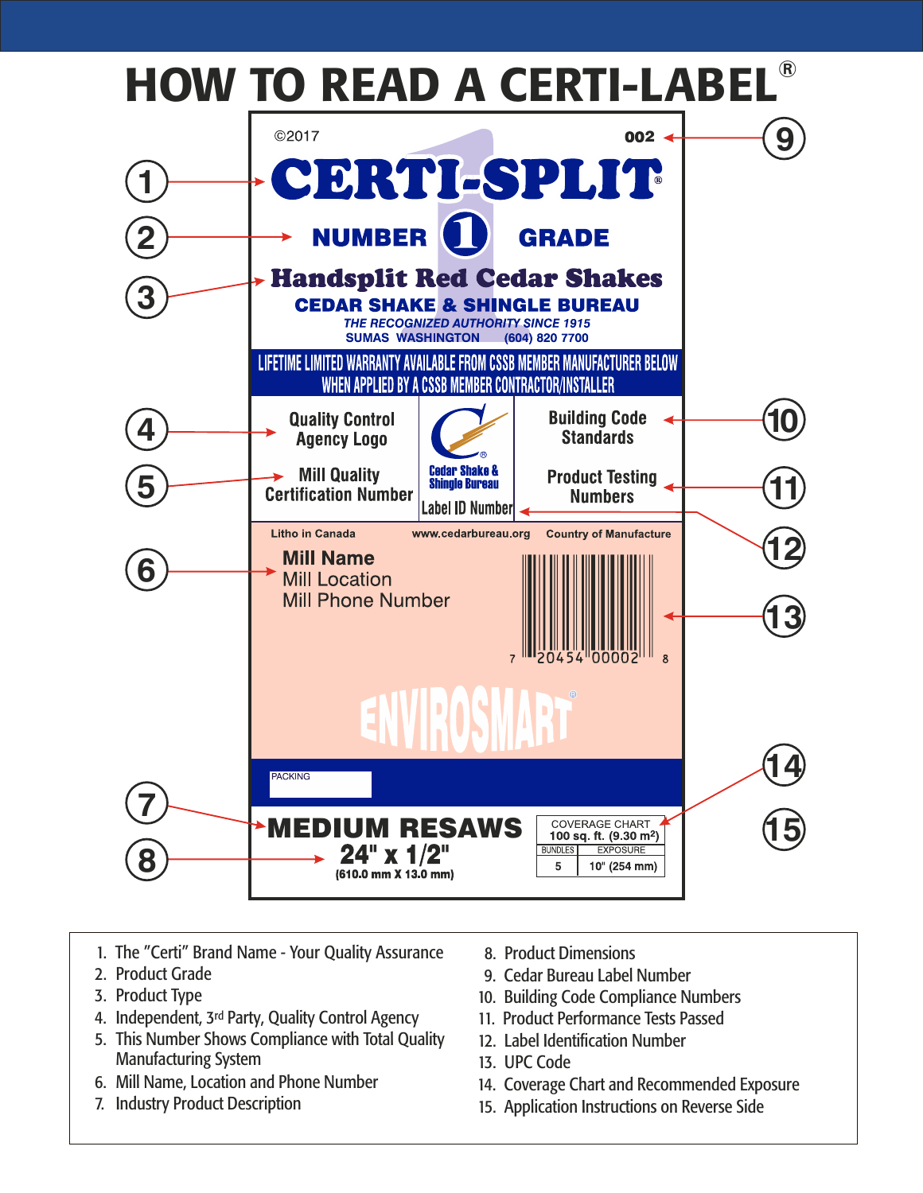# HOW TO READ A CERTI-LABEL®

©2017

002

**CERTI-SPLIT®**

**NUMBER 1 GRADE**

**Handsplit Red Cedar Shakes**

**CEDAR SHAKE & SHINGLE BUREAU**

*THE RECOGNIZED AUTHORITY SINCE 1915*

SUMAS WASHINGTON (604) 820 7700

LIFETIME LIMITED WARRANTY AVAILABLE FROM CSSB MEMBER MANUFACTURER BELOW WHEN APPLIED BY A CSSB MEMBER CONTRACTOR/INSTALLER

| Quality Control Agency Logo | Cedar Shake & Shingle Bureau | Building Code Standards |
|---|---|---|
| Mill Quality Certification Number | Label ID Number | Product Testing Numbers |

Litho in Canada www.cedarbureau.org Country of Manufacture

**Mill Name**
Mill Location
Mill Phone Number

7 20454 00002 8

ENVIROSMART

PACKING

**MEDIUM RESAWS**

**24" x 1/2"**

(610.0 mm X 13.0 mm)

| COVERAGE CHART 100 sq. ft. (9.30 m²) | |
|---|---|
| BUNDLES | EXPOSURE |
| 5 | 10" (254 mm) |

1. The "Certi" Brand Name - Your Quality Assurance
2. Product Grade
3. Product Type
4. Independent, 3rd Party, Quality Control Agency
5. This Number Shows Compliance with Total Quality Manufacturing System
6. Mill Name, Location and Phone Number
7. Industry Product Description
8. Product Dimensions
9. Cedar Bureau Label Number
10. Building Code Compliance Numbers
11. Product Performance Tests Passed
12. Label Identification Number
13. UPC Code
14. Coverage Chart and Recommended Exposure
15. Application Instructions on Reverse Side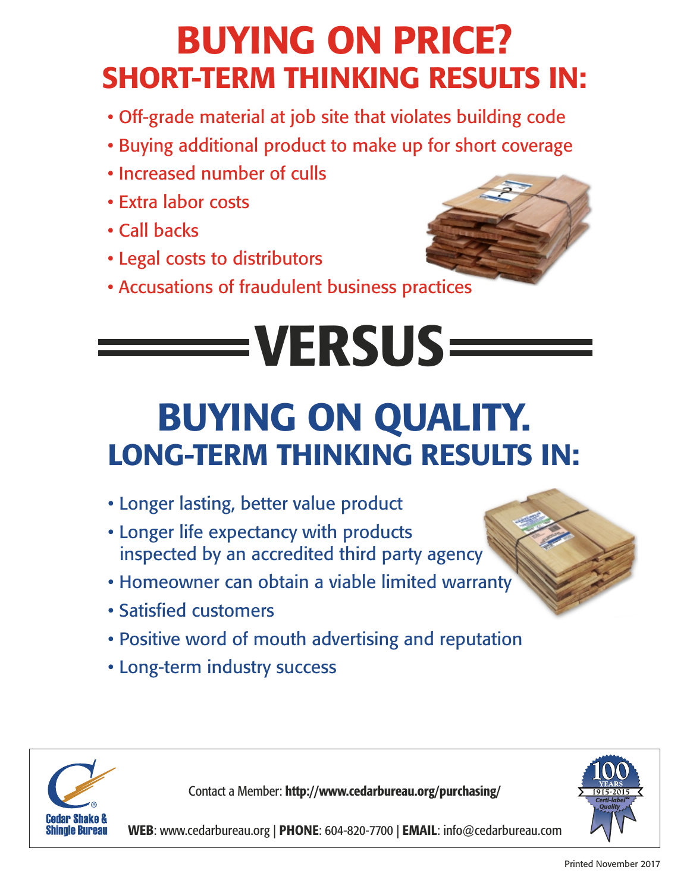# BUYING ON PRICE?

## SHORT-TERM THINKING RESULTS IN:

- Off-grade material at job site that violates building code
- Buying additional product to make up for short coverage
- Increased number of culls
- Extra labor costs
- Call backs
- Legal costs to distributors
- Accusations of fraudulent business practices

# VERSUS

# BUYING ON QUALITY.

## LONG-TERM THINKING RESULTS IN:

- Longer lasting, better value product
- Longer life expectancy with products inspected by an accredited third party agency
- Homeowner can obtain a viable limited warranty
- Satisfied customers
- Positive word of mouth advertising and reputation
- Long-term industry success

Cedar Shake & Shingle Bureau

Contact a Member: **http://www.cedarbureau.org/purchasing/**

**WEB**: www.cedarbureau.org | **PHONE**: 604-820-7700 | **EMAIL**: info@cedarbureau.com

100 YEARS 1915-2015 Certi-label™ Quality

Printed November 2017